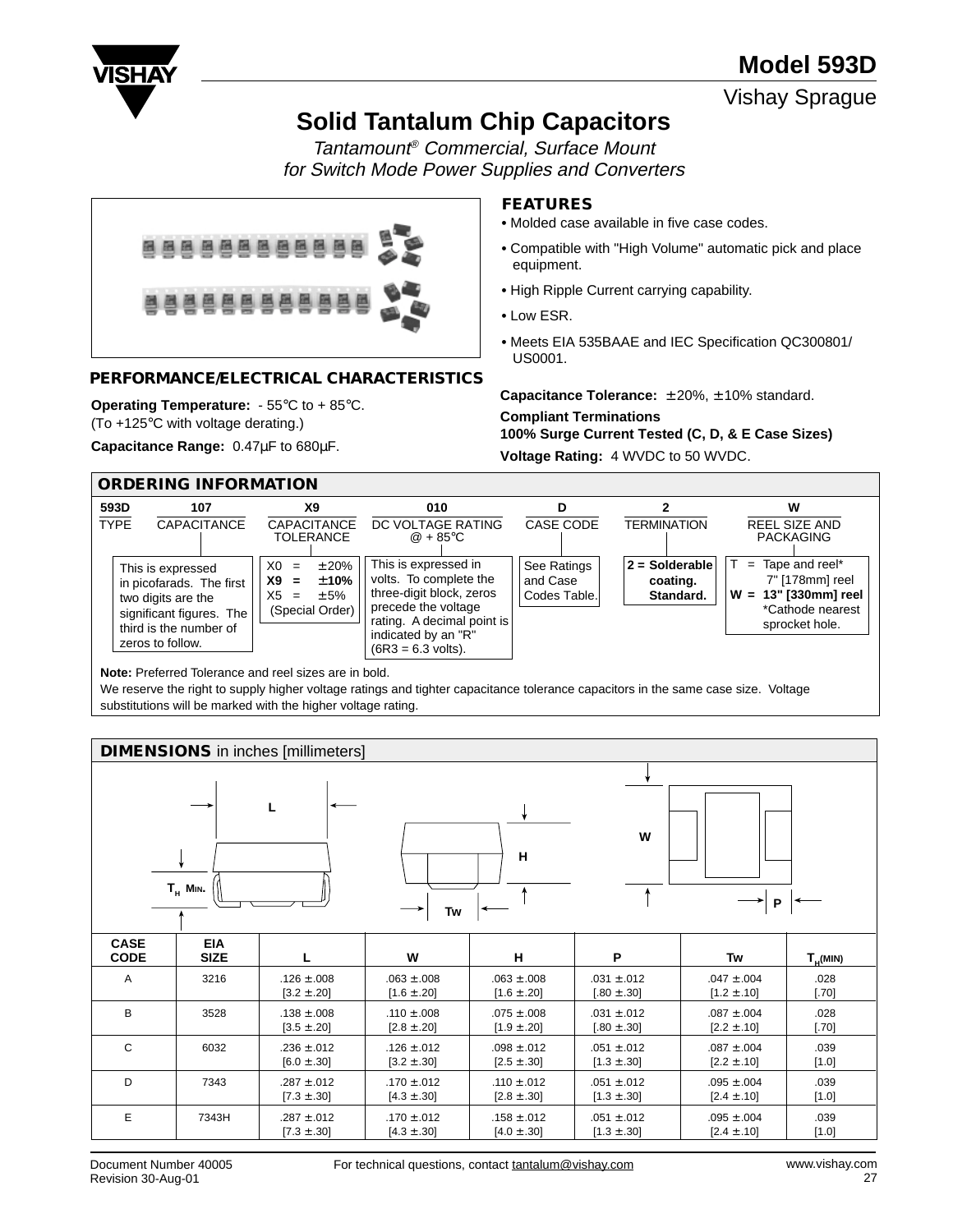# Model 593D

Vishay Sprague

## Solid Tantalum Chip Capacitors

*Tantamount® Commercial, Surface Mount*
*for Switch Mode Power Supplies and Converters*

### FEATURES

- Molded case available in five case codes.
- Compatible with "High Volume" automatic pick and place equipment.
- High Ripple Current carrying capability.
- Low ESR.
- Meets EIA 535BAAE and IEC Specification QC300801/ US0001.

### PERFORMANCE/ELECTRICAL CHARACTERISTICS

**Operating Temperature:** - 55°C to + 85°C.
(To +125°C with voltage derating.)

**Capacitance Range:** 0.47µF to 680µF.

**Capacitance Tolerance:** ± 20%, ± 10% standard.

**Compliant Terminations**

**100% Surge Current Tested (C, D, & E Case Sizes)**

**Voltage Rating:** 4 WVDC to 50 WVDC.

### ORDERING INFORMATION

| 593D | 107 | X9 | 010 | D | 2 | W |
|---|---|---|---|---|---|---|
| TYPE | CAPACITANCE | CAPACITANCE TOLERANCE | DC VOLTAGE RATING @ + 85°C | CASE CODE | TERMINATION | REEL SIZE AND PACKAGING |
| | This is expressed in picofarads. The first two digits are the significant figures. The third is the number of zeros to follow. | X0 = ± 20%<br>**X9 = ± 10%**<br>X5 = ± 5% (Special Order) | This is expressed in volts. To complete the three-digit block, zeros precede the voltage rating. A decimal point is indicated by an "R" (6R3 = 6.3 volts). | See Ratings and Case Codes Table. | **2 = Solderable coating. Standard.** | T = Tape and reel* 7" [178mm] reel<br>**W = 13" [330mm] reel**<br>*Cathode nearest sprocket hole. |

**Note:** Preferred Tolerance and reel sizes are in bold.
We reserve the right to supply higher voltage ratings and tighter capacitance tolerance capacitors in the same case size. Voltage substitutions will be marked with the higher voltage rating.

### DIMENSIONS in inches [millimeters]

| CASE CODE | EIA SIZE | L | W | H | P | Tw | $T_H$(MIN) |
|---|---|---|---|---|---|---|---|
| A | 3216 | .126 ± .008 [3.2 ± .20] | .063 ± .008 [1.6 ± .20] | .063 ± .008 [1.6 ± .20] | .031 ± .012 [.80 ± .30] | .047 ± .004 [1.2 ± .10] | .028 [.70] |
| B | 3528 | .138 ± .008 [3.5 ± .20] | .110 ± .008 [2.8 ± .20] | .075 ± .008 [1.9 ± .20] | .031 ± .012 [.80 ± .30] | .087 ± .004 [2.2 ± .10] | .028 [.70] |
| C | 6032 | .236 ± .012 [6.0 ± .30] | .126 ± .012 [3.2 ± .30] | .098 ± .012 [2.5 ± .30] | .051 ± .012 [1.3 ± .30] | .087 ± .004 [2.2 ± .10] | .039 [1.0] |
| D | 7343 | .287 ± .012 [7.3 ± .30] | .170 ± .012 [4.3 ± .30] | .110 ± .012 [2.8 ± .30] | .051 ± .012 [1.3 ± .30] | .095 ± .004 [2.4 ± .10] | .039 [1.0] |
| E | 7343H | .287 ± .012 [7.3 ± .30] | .170 ± .012 [4.3 ± .30] | .158 ± .012 [4.0 ± .30] | .051 ± .012 [1.3 ± .30] | .095 ± .004 [2.4 ± .10] | .039 [1.0] |

Document Number 40005
Revision 30-Aug-01

For technical questions, contact tantalum@vishay.com

www.vishay.com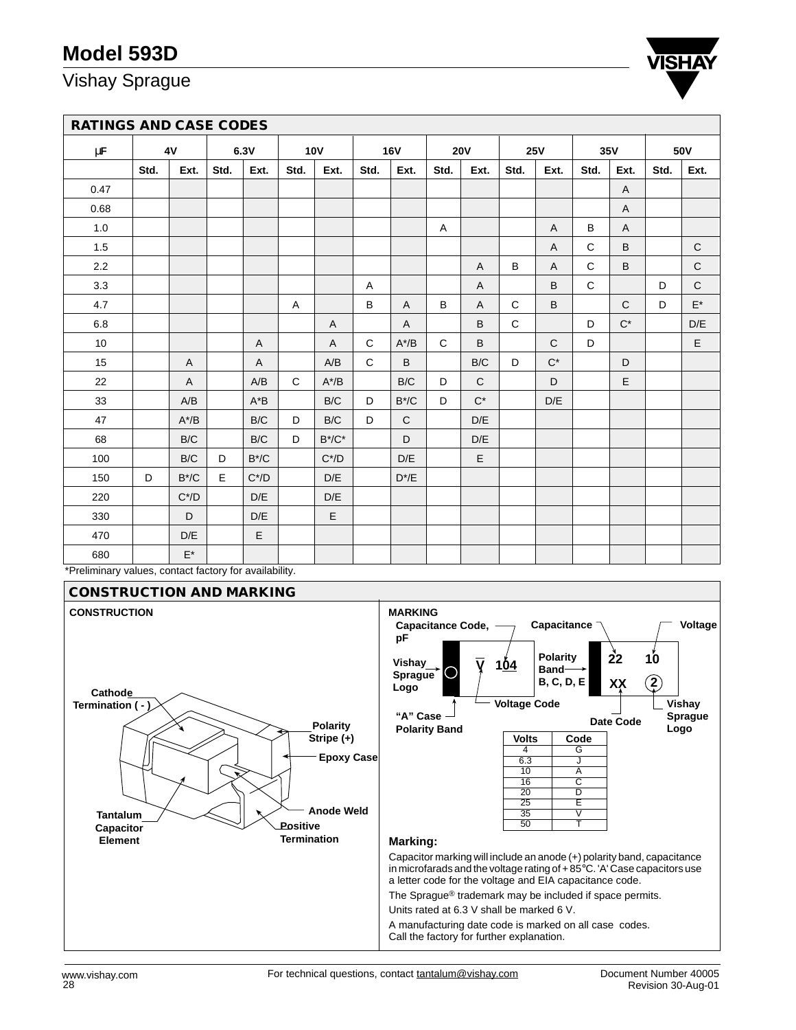# Model 593D

Vishay Sprague

## RATINGS AND CASE CODES

| µF | 4V | | 6.3V | | 10V | | 16V | | 20V | | 25V | | 35V | | 50V | |
|---|---|---|---|---|---|---|---|---|---|---|---|---|---|---|---|---|
| | Std. | Ext. | Std. | Ext. | Std. | Ext. | Std. | Ext. | Std. | Ext. | Std. | Ext. | Std. | Ext. | Std. | Ext. |
| 0.47 | | | | | | | | | | | | | | A | | |
| 0.68 | | | | | | | | | | | | | | A | | |
| 1.0 | | | | | | | | | A | | | A | B | A | | |
| 1.5 | | | | | | | | | | | | A | C | B | | C |
| 2.2 | | | | | | | | | | A | B | A | C | B | | C |
| 3.3 | | | | | | | A | | | A | | B | C | | D | C |
| 4.7 | | | | | A | | B | A | B | A | C | B | | C | D | E* |
| 6.8 | | | | | | A | | A | | B | C | | D | C* | | D/E |
| 10 | | | | A | | A | C | A*/B | C | B | | C | D | | | E |
| 15 | | A | | A | | A/B | C | B | | B/C | D | C* | | D | | |
| 22 | | A | | A/B | C | A*/B | | B/C | D | C | | D | | E | | |
| 33 | | A/B | | A*B | | B/C | D | B*/C | D | C* | | D/E | | | | |
| 47 | | A*/B | | B/C | D | B/C | D | C | | D/E | | | | | | |
| 68 | | B/C | | B/C | D | B*/C* | | D | | D/E | | | | | | |
| 100 | | B/C | D | B*/C | | C*/D | | D/E | | E | | | | | | |
| 150 | D | B*/C | E | C*/D | | D/E | | D*/E | | | | | | | | |
| 220 | | C*/D | | D/E | | D/E | | | | | | | | | | |
| 330 | | D | | D/E | | E | | | | | | | | | | |
| 470 | | D/E | | E | | | | | | | | | | | | |
| 680 | | E* | | | | | | | | | | | | | | |

*Preliminary values, contact factory for availability.

## CONSTRUCTION AND MARKING

**CONSTRUCTION**

Cathode Termination ( - )
Polarity Stripe (+)
Epoxy Case
Anode Weld
Tantalum Capacitor Element
Positive Termination

**MARKING**

Capacitance Code, pF
Vishay Sprague Logo
V 104
Voltage Code
"A" Case Polarity Band
Capacitance
Voltage
Polarity Band B, C, D, E
22 10
XX 2
Date Code
Vishay Sprague Logo

| Volts | Code |
|---|---|
| 4 | G |
| 6.3 | J |
| 10 | A |
| 16 | C |
| 20 | D |
| 25 | E |
| 35 | V |
| 50 | T |

**Marking:**

Capacitor marking will include an anode (+) polarity band, capacitance in microfarads and the voltage rating of + 85°C. 'A' Case capacitors use a letter code for the voltage and EIA capacitance code.

The Sprague® trademark may be included if space permits.

Units rated at 6.3 V shall be marked 6 V.

A manufacturing date code is marked on all case codes. Call the factory for further explanation.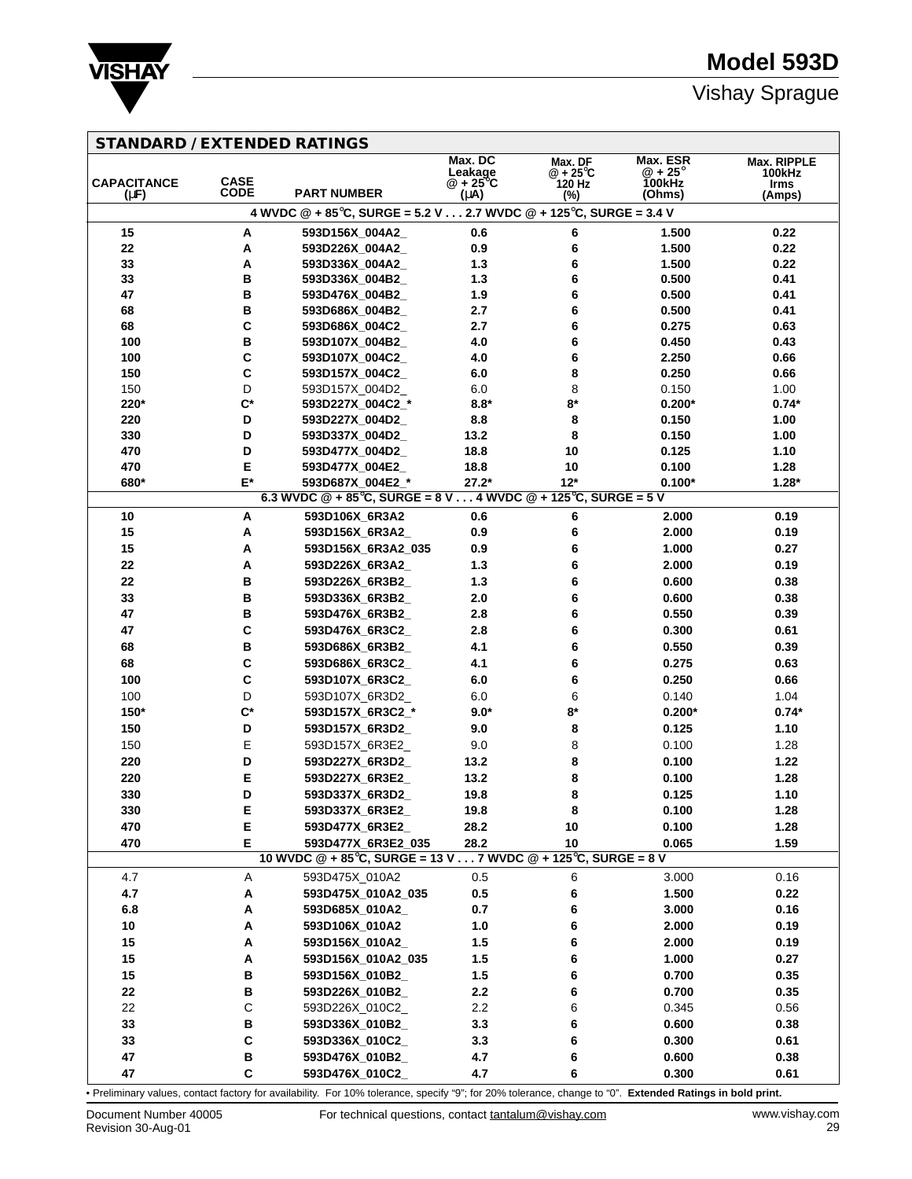# Model 593D

Vishay Sprague

## STANDARD / EXTENDED RATINGS

| CAPACITANCE (µF) | CASE CODE | PART NUMBER | Max. DC Leakage @ + 25°C (µA) | Max. DF @ + 25°C 120 Hz (%) | Max. ESR @ + 25° 100kHz (Ohms) | Max. RIPPLE 100kHz Irms (Amps) |
|---|---|---|---|---|---|---|
| **4 WVDC @ + 85°C, SURGE = 5.2 V . . . 2.7 WVDC @ + 125°C, SURGE = 3.4 V** | | | | | | |
| **15** | **A** | **593D156X_004A2_** | **0.6** | **6** | **1.500** | **0.22** |
| **22** | **A** | **593D226X_004A2_** | **0.9** | **6** | **1.500** | **0.22** |
| **33** | **A** | **593D336X_004A2_** | **1.3** | **6** | **1.500** | **0.22** |
| **33** | **B** | **593D336X_004B2_** | **1.3** | **6** | **0.500** | **0.41** |
| **47** | **B** | **593D476X_004B2_** | **1.9** | **6** | **0.500** | **0.41** |
| **68** | **B** | **593D686X_004B2_** | **2.7** | **6** | **0.500** | **0.41** |
| **68** | **C** | **593D686X_004C2_** | **2.7** | **6** | **0.275** | **0.63** |
| **100** | **B** | **593D107X_004B2_** | **4.0** | **6** | **0.450** | **0.43** |
| **100** | **C** | **593D107X_004C2_** | **4.0** | **6** | **2.250** | **0.66** |
| **150** | **C** | **593D157X_004C2_** | **6.0** | **8** | **0.250** | **0.66** |
| 150 | D | 593D157X_004D2_ | 6.0 | 8 | 0.150 | 1.00 |
| **220*** | **C*** | **593D227X_004C2_*** | **8.8*** | **8*** | **0.200*** | **0.74*** |
| **220** | **D** | **593D227X_004D2_** | **8.8** | **8** | **0.150** | **1.00** |
| **330** | **D** | **593D337X_004D2_** | **13.2** | **8** | **0.150** | **1.00** |
| **470** | **D** | **593D477X_004D2_** | **18.8** | **10** | **0.125** | **1.10** |
| **470** | **E** | **593D477X_004E2_** | **18.8** | **10** | **0.100** | **1.28** |
| **680*** | **E*** | **593D687X_004E2_*** | **27.2*** | **12*** | **0.100*** | **1.28*** |
| **6.3 WVDC @ + 85°C, SURGE = 8 V . . . 4 WVDC @ + 125°C, SURGE = 5 V** | | | | | | |
| **10** | **A** | **593D106X_6R3A2** | **0.6** | **6** | **2.000** | **0.19** |
| **15** | **A** | **593D156X_6R3A2_** | **0.9** | **6** | **2.000** | **0.19** |
| **15** | **A** | **593D156X_6R3A2_035** | **0.9** | **6** | **1.000** | **0.27** |
| **22** | **A** | **593D226X_6R3A2_** | **1.3** | **6** | **2.000** | **0.19** |
| **22** | **B** | **593D226X_6R3B2_** | **1.3** | **6** | **0.600** | **0.38** |
| **33** | **B** | **593D336X_6R3B2_** | **2.0** | **6** | **0.600** | **0.38** |
| **47** | **B** | **593D476X_6R3B2_** | **2.8** | **6** | **0.550** | **0.39** |
| **47** | **C** | **593D476X_6R3C2_** | **2.8** | **6** | **0.300** | **0.61** |
| **68** | **B** | **593D686X_6R3B2_** | **4.1** | **6** | **0.550** | **0.39** |
| **68** | **C** | **593D686X_6R3C2_** | **4.1** | **6** | **0.275** | **0.63** |
| **100** | **C** | **593D107X_6R3C2_** | **6.0** | **6** | **0.250** | **0.66** |
| 100 | D | 593D107X_6R3D2_ | 6.0 | 6 | 0.140 | 1.04 |
| **150*** | **C*** | **593D157X_6R3C2_*** | **9.0*** | **8*** | **0.200*** | **0.74*** |
| **150** | **D** | **593D157X_6R3D2_** | **9.0** | **8** | **0.125** | **1.10** |
| 150 | E | 593D157X_6R3E2_ | 9.0 | 8 | 0.100 | 1.28 |
| **220** | **D** | **593D227X_6R3D2_** | **13.2** | **8** | **0.100** | **1.22** |
| **220** | **E** | **593D227X_6R3E2_** | **13.2** | **8** | **0.100** | **1.28** |
| **330** | **D** | **593D337X_6R3D2_** | **19.8** | **8** | **0.125** | **1.10** |
| **330** | **E** | **593D337X_6R3E2_** | **19.8** | **8** | **0.100** | **1.28** |
| **470** | **E** | **593D477X_6R3E2_** | **28.2** | **10** | **0.100** | **1.28** |
| **470** | **E** | **593D477X_6R3E2_035** | **28.2** | **10** | **0.065** | **1.59** |
| **10 WVDC @ + 85°C, SURGE = 13 V . . . 7 WVDC @ + 125°C, SURGE = 8 V** | | | | | | |
| 4.7 | A | 593D475X_010A2 | 0.5 | 6 | 3.000 | 0.16 |
| **4.7** | **A** | **593D475X_010A2_035** | **0.5** | **6** | **1.500** | **0.22** |
| **6.8** | **A** | **593D685X_010A2_** | **0.7** | **6** | **3.000** | **0.16** |
| **10** | **A** | **593D106X_010A2** | **1.0** | **6** | **2.000** | **0.19** |
| **15** | **A** | **593D156X_010A2_** | **1.5** | **6** | **2.000** | **0.19** |
| **15** | **A** | **593D156X_010A2_035** | **1.5** | **6** | **1.000** | **0.27** |
| **15** | **B** | **593D156X_010B2_** | **1.5** | **6** | **0.700** | **0.35** |
| **22** | **B** | **593D226X_010B2_** | **2.2** | **6** | **0.700** | **0.35** |
| 22 | C | 593D226X_010C2_ | 2.2 | 6 | 0.345 | 0.56 |
| **33** | **B** | **593D336X_010B2_** | **3.3** | **6** | **0.600** | **0.38** |
| **33** | **C** | **593D336X_010C2_** | **3.3** | **6** | **0.300** | **0.61** |
| **47** | **B** | **593D476X_010B2_** | **4.7** | **6** | **0.600** | **0.38** |
| **47** | **C** | **593D476X_010C2_** | **4.7** | **6** | **0.300** | **0.61** |

• Preliminary values, contact factory for availability. For 10% tolerance, specify "9"; for 20% tolerance, change to "0". **Extended Ratings in bold print.**

Document Number 40005
Revision 30-Aug-01

For technical questions, contact tantalum@vishay.com

www.vishay.com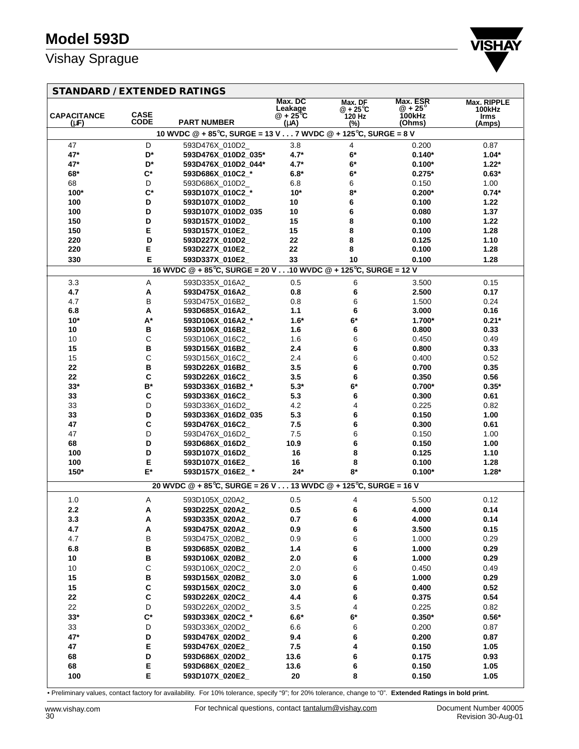# Model 593D

Vishay Sprague

## STANDARD / EXTENDED RATINGS

| CAPACITANCE (µF) | CASE CODE | PART NUMBER | Max. DC Leakage @ + 25°C (µA) | Max. DF @ + 25°C 120 Hz (%) | Max. ESR @ + 25° 100kHz (Ohms) | Max. RIPPLE 100kHz Irms (Amps) |
|---|---|---|---|---|---|---|
| **10 WVDC @ + 85°C, SURGE = 13 V . . . 7 WVDC @ + 125°C, SURGE = 8 V** | | | | | | |
| 47 | D | 593D476X_010D2_ | 3.8 | 4 | 0.200 | 0.87 |
| **47*** | **D*** | **593D476X_010D2_035*** | **4.7*** | **6*** | **0.140*** | **1.04*** |
| **47*** | **D*** | **593D476X_010D2_044*** | **4.7*** | **6*** | **0.100*** | **1.22*** |
| **68*** | **C*** | **593D686X_010C2_*** | **6.8*** | **6*** | **0.275*** | **0.63*** |
| 68 | D | 593D686X_010D2_ | 6.8 | 6 | 0.150 | 1.00 |
| **100*** | **C*** | **593D107X_010C2_*** | **10*** | **8*** | **0.200*** | **0.74*** |
| **100** | **D** | **593D107X_010D2_** | **10** | **6** | **0.100** | **1.22** |
| **100** | **D** | **593D107X_010D2_035** | **10** | **6** | **0.080** | **1.37** |
| **150** | **D** | **593D157X_010D2_** | **15** | **8** | **0.100** | **1.22** |
| **150** | **E** | **593D157X_010E2_** | **15** | **8** | **0.100** | **1.28** |
| **220** | **D** | **593D227X_010D2_** | **22** | **8** | **0.125** | **1.10** |
| **220** | **E** | **593D227X_010E2_** | **22** | **8** | **0.100** | **1.28** |
| **330** | **E** | **593D337X_010E2_** | **33** | **10** | **0.100** | **1.28** |
| **16 WVDC @ + 85°C, SURGE = 20 V . . .10 WVDC @ + 125°C, SURGE = 12 V** | | | | | | |
| 3.3 | A | 593D335X_016A2_ | 0.5 | 6 | 3.500 | 0.15 |
| **4.7** | **A** | **593D475X_016A2_** | **0.8** | **6** | **2.500** | **0.17** |
| 4.7 | B | 593D475X_016B2_ | 0.8 | 6 | 1.500 | 0.24 |
| **6.8** | **A** | **593D685X_016A2_** | **1.1** | **6** | **3.000** | **0.16** |
| **10*** | **A*** | **593D106X_016A2_*** | **1.6*** | **6*** | **1.700*** | **0.21*** |
| **10** | **B** | **593D106X_016B2_** | **1.6** | **6** | **0.800** | **0.33** |
| 10 | C | 593D106X_016C2_ | 1.6 | 6 | 0.450 | 0.49 |
| **15** | **B** | **593D156X_016B2_** | **2.4** | **6** | **0.800** | **0.33** |
| 15 | C | 593D156X_016C2_ | 2.4 | 6 | 0.400 | 0.52 |
| **22** | **B** | **593D226X_016B2_** | **3.5** | **6** | **0.700** | **0.35** |
| **22** | **C** | **593D226X_016C2_** | **3.5** | **6** | **0.350** | **0.56** |
| **33*** | **B*** | **593D336X_016B2_*** | **5.3*** | **6*** | **0.700*** | **0.35*** |
| **33** | **C** | **593D336X_016C2_** | **5.3** | **6** | **0.300** | **0.61** |
| 33 | D | 593D336X_016D2_ | 4.2 | 4 | 0.225 | 0.82 |
| **33** | **D** | **593D336X_016D2_035** | **5.3** | **6** | **0.150** | **1.00** |
| **47** | **C** | **593D476X_016C2_** | **7.5** | **6** | **0.300** | **0.61** |
| 47 | D | 593D476X_016D2_ | 7.5 | 6 | 0.150 | 1.00 |
| **68** | **D** | **593D686X_016D2_** | **10.9** | **6** | **0.150** | **1.00** |
| **100** | **D** | **593D107X_016D2_** | **16** | **8** | **0.125** | **1.10** |
| **100** | **E** | **593D107X_016E2_** | **16** | **8** | **0.100** | **1.28** |
| **150*** | **E*** | **593D157X_016E2_*** | **24*** | **8*** | **0.100*** | **1.28*** |
| **20 WVDC @ + 85°C, SURGE = 26 V . . . 13 WVDC @ + 125°C, SURGE = 16 V** | | | | | | |
| 1.0 | A | 593D105X_020A2_ | 0.5 | 4 | 5.500 | 0.12 |
| **2.2** | **A** | **593D225X_020A2_** | **0.5** | **6** | **4.000** | **0.14** |
| **3.3** | **A** | **593D335X_020A2_** | **0.7** | **6** | **4.000** | **0.14** |
| **4.7** | **A** | **593D475X_020A2_** | **0.9** | **6** | **3.500** | **0.15** |
| 4.7 | B | 593D475X_020B2_ | 0.9 | 6 | 1.000 | 0.29 |
| **6.8** | **B** | **593D685X_020B2_** | **1.4** | **6** | **1.000** | **0.29** |
| **10** | **B** | **593D106X_020B2_** | **2.0** | **6** | **1.000** | **0.29** |
| 10 | C | 593D106X_020C2_ | 2.0 | 6 | 0.450 | 0.49 |
| **15** | **B** | **593D156X_020B2_** | **3.0** | **6** | **1.000** | **0.29** |
| **15** | **C** | **593D156X_020C2_** | **3.0** | **6** | **0.400** | **0.52** |
| **22** | **C** | **593D226X_020C2_** | **4.4** | **6** | **0.375** | **0.54** |
| 22 | D | 593D226X_020D2_ | 3.5 | 4 | 0.225 | 0.82 |
| **33*** | **C*** | **593D336X_020C2_*** | **6.6*** | **6*** | **0.350*** | **0.56*** |
| 33 | D | 593D336X_020D2_ | 6.6 | 6 | 0.200 | 0.87 |
| **47*** | **D** | **593D476X_020D2_** | **9.4** | **6** | **0.200** | **0.87** |
| **47** | **E** | **593D476X_020E2_** | **7.5** | **4** | **0.150** | **1.05** |
| **68** | **D** | **593D686X_020D2_** | **13.6** | **6** | **0.175** | **0.93** |
| **68** | **E** | **593D686X_020E2_** | **13.6** | **6** | **0.150** | **1.05** |
| **100** | **E** | **593D107X_020E2_** | **20** | **8** | **0.150** | **1.05** |

• Preliminary values, contact factory for availability. For 10% tolerance, specify "9"; for 20% tolerance, change to "0". **Extended Ratings in bold print.**

For technical questions, contact tantalum@vishay.com

Document Number 40005
Revision 30-Aug-01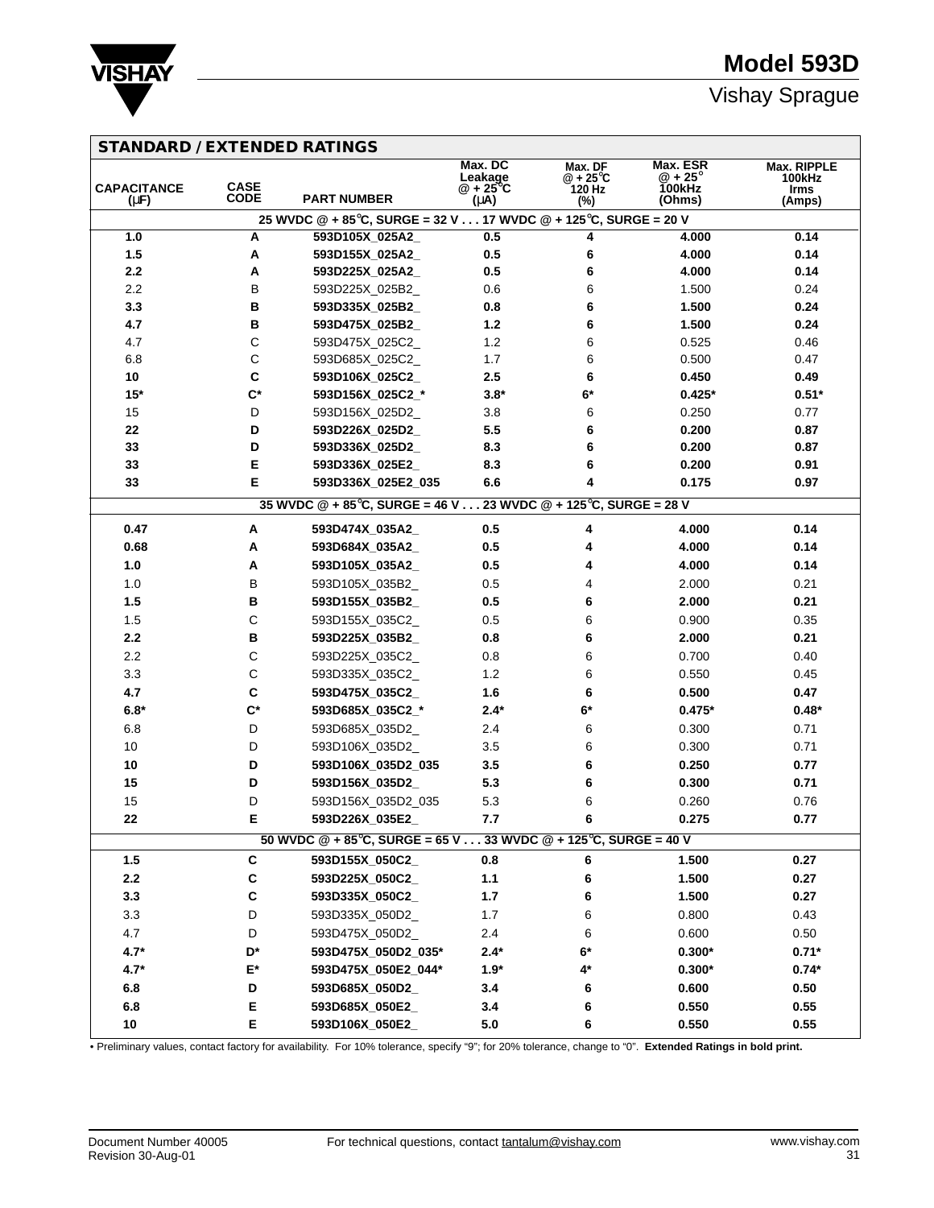# Model 593D

Vishay Sprague

## STANDARD / EXTENDED RATINGS

| CAPACITANCE (µF) | CASE CODE | PART NUMBER | Max. DC Leakage @ + 25°C (µA) | Max. DF @ + 25°C 120 Hz (%) | Max. ESR @ + 25° 100kHz (Ohms) | Max. RIPPLE 100kHz Irms (Amps) |
|---|---|---|---|---|---|---|
| **25 WVDC @ + 85°C, SURGE = 32 V . . . 17 WVDC @ + 125°C, SURGE = 20 V** | | | | | | |
| **1.0** | **A** | **593D105X_025A2_** | **0.5** | **4** | **4.000** | **0.14** |
| **1.5** | **A** | **593D155X_025A2_** | **0.5** | **6** | **4.000** | **0.14** |
| **2.2** | **A** | **593D225X_025A2_** | **0.5** | **6** | **4.000** | **0.14** |
| 2.2 | B | 593D225X_025B2_ | 0.6 | 6 | 1.500 | 0.24 |
| **3.3** | **B** | **593D335X_025B2_** | **0.8** | **6** | **1.500** | **0.24** |
| **4.7** | **B** | **593D475X_025B2_** | **1.2** | **6** | **1.500** | **0.24** |
| 4.7 | C | 593D475X_025C2_ | 1.2 | 6 | 0.525 | 0.46 |
| 6.8 | C | 593D685X_025C2_ | 1.7 | 6 | 0.500 | 0.47 |
| **10** | **C** | **593D106X_025C2_** | **2.5** | **6** | **0.450** | **0.49** |
| **15*** | **C*** | **593D156X_025C2_*** | **3.8*** | **6*** | **0.425*** | **0.51*** |
| 15 | D | 593D156X_025D2_ | 3.8 | 6 | 0.250 | 0.77 |
| **22** | **D** | **593D226X_025D2_** | **5.5** | **6** | **0.200** | **0.87** |
| **33** | **D** | **593D336X_025D2_** | **8.3** | **6** | **0.200** | **0.87** |
| **33** | **E** | **593D336X_025E2_** | **8.3** | **6** | **0.200** | **0.91** |
| **33** | **E** | **593D336X_025E2_035** | **6.6** | **4** | **0.175** | **0.97** |
| **35 WVDC @ + 85°C, SURGE = 46 V . . . 23 WVDC @ + 125°C, SURGE = 28 V** | | | | | | |
| **0.47** | **A** | **593D474X_035A2_** | **0.5** | **4** | **4.000** | **0.14** |
| **0.68** | **A** | **593D684X_035A2_** | **0.5** | **4** | **4.000** | **0.14** |
| **1.0** | **A** | **593D105X_035A2_** | **0.5** | **4** | **4.000** | **0.14** |
| 1.0 | B | 593D105X_035B2_ | 0.5 | 4 | 2.000 | 0.21 |
| **1.5** | **B** | **593D155X_035B2_** | **0.5** | **6** | **2.000** | **0.21** |
| 1.5 | C | 593D155X_035C2_ | 0.5 | 6 | 0.900 | 0.35 |
| **2.2** | **B** | **593D225X_035B2_** | **0.8** | **6** | **2.000** | **0.21** |
| 2.2 | C | 593D225X_035C2_ | 0.8 | 6 | 0.700 | 0.40 |
| 3.3 | C | 593D335X_035C2_ | 1.2 | 6 | 0.550 | 0.45 |
| **4.7** | **C** | **593D475X_035C2_** | **1.6** | **6** | **0.500** | **0.47** |
| **6.8*** | **C*** | **593D685X_035C2_*** | **2.4*** | **6*** | **0.475*** | **0.48*** |
| 6.8 | D | 593D685X_035D2_ | 2.4 | 6 | 0.300 | 0.71 |
| 10 | D | 593D106X_035D2_ | 3.5 | 6 | 0.300 | 0.71 |
| **10** | **D** | **593D106X_035D2_035** | **3.5** | **6** | **0.250** | **0.77** |
| **15** | **D** | **593D156X_035D2_** | **5.3** | **6** | **0.300** | **0.71** |
| 15 | D | 593D156X_035D2_035 | 5.3 | 6 | 0.260 | 0.76 |
| **22** | **E** | **593D226X_035E2_** | **7.7** | **6** | **0.275** | **0.77** |
| **50 WVDC @ + 85°C, SURGE = 65 V . . . 33 WVDC @ + 125°C, SURGE = 40 V** | | | | | | |
| **1.5** | **C** | **593D155X_050C2_** | **0.8** | **6** | **1.500** | **0.27** |
| **2.2** | **C** | **593D225X_050C2_** | **1.1** | **6** | **1.500** | **0.27** |
| **3.3** | **C** | **593D335X_050C2_** | **1.7** | **6** | **1.500** | **0.27** |
| 3.3 | D | 593D335X_050D2_ | 1.7 | 6 | 0.800 | 0.43 |
| 4.7 | D | 593D475X_050D2_ | 2.4 | 6 | 0.600 | 0.50 |
| **4.7*** | **D*** | **593D475X_050D2_035*** | **2.4*** | **6*** | **0.300*** | **0.71*** |
| **4.7*** | **E*** | **593D475X_050E2_044*** | **1.9*** | **4*** | **0.300*** | **0.74*** |
| **6.8** | **D** | **593D685X_050D2_** | **3.4** | **6** | **0.600** | **0.50** |
| **6.8** | **E** | **593D685X_050E2_** | **3.4** | **6** | **0.550** | **0.55** |
| **10** | **E** | **593D106X_050E2_** | **5.0** | **6** | **0.550** | **0.55** |

• Preliminary values, contact factory for availability. For 10% tolerance, specify "9"; for 20% tolerance, change to "0". **Extended Ratings in bold print.**

Document Number 40005
Revision 30-Aug-01

For technical questions, contact tantalum@vishay.com

www.vishay.com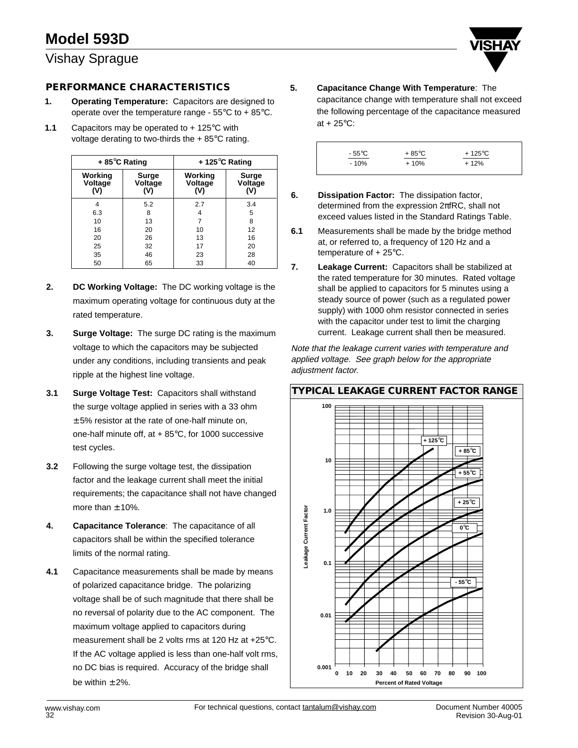# Model 593D

## Vishay Sprague

## PERFORMANCE CHARACTERISTICS

**1. Operating Temperature:** Capacitors are designed to operate over the temperature range - 55°C to + 85°C.

**1.1** Capacitors may be operated to + 125°C with voltage derating to two-thirds the + 85°C rating.

| + 85°C Rating | | + 125°C Rating | |
|---|---|---|---|
| Working Voltage (V) | Surge Voltage (V) | Working Voltage (V) | Surge Voltage (V) |
| 4 | 5.2 | 2.7 | 3.4 |
| 6.3 | 8 | 4 | 5 |
| 10 | 13 | 7 | 8 |
| 16 | 20 | 10 | 12 |
| 20 | 26 | 13 | 16 |
| 25 | 32 | 17 | 20 |
| 35 | 46 | 23 | 28 |
| 50 | 65 | 33 | 40 |

**2. DC Working Voltage:** The DC working voltage is the maximum operating voltage for continuous duty at the rated temperature.

**3. Surge Voltage:** The surge DC rating is the maximum voltage to which the capacitors may be subjected under any conditions, including transients and peak ripple at the highest line voltage.

**3.1 Surge Voltage Test:** Capacitors shall withstand the surge voltage applied in series with a 33 ohm ± 5% resistor at the rate of one-half minute on, one-half minute off, at + 85°C, for 1000 successive test cycles.

**3.2** Following the surge voltage test, the dissipation factor and the leakage current shall meet the initial requirements; the capacitance shall not have changed more than ± 10%.

**4. Capacitance Tolerance**: The capacitance of all capacitors shall be within the specified tolerance limits of the normal rating.

**4.1** Capacitance measurements shall be made by means of polarized capacitance bridge. The polarizing voltage shall be of such magnitude that there shall be no reversal of polarity due to the AC component. The maximum voltage applied to capacitors during measurement shall be 2 volts rms at 120 Hz at +25°C. If the AC voltage applied is less than one-half volt rms, no DC bias is required. Accuracy of the bridge shall be within ± 2%.

**5. Capacitance Change With Temperature**: The capacitance change with temperature shall not exceed the following percentage of the capacitance measured at + 25°C:

| - 55°C | + 85°C | + 125°C |
|---|---|---|
| - 10% | + 10% | + 12% |

**6. Dissipation Factor:** The dissipation factor, determined from the expression $2\pi fRC$, shall not exceed values listed in the Standard Ratings Table.

**6.1** Measurements shall be made by the bridge method at, or referred to, a frequency of 120 Hz and a temperature of + 25°C.

**7. Leakage Current:** Capacitors shall be stabilized at the rated temperature for 30 minutes. Rated voltage shall be applied to capacitors for 5 minutes using a steady source of power (such as a regulated power supply) with 1000 ohm resistor connected in series with the capacitor under test to limit the charging current. Leakage current shall then be measured.

*Note that the leakage current varies with temperature and applied voltage. See graph below for the appropriate adjustment factor.*

### TYPICAL LEAKAGE CURRENT FACTOR RANGE

Leakage Current Factor (0.001 – 100) vs. Percent of Rated Voltage (0 – 100); curves for + 125°C, + 85°C, + 55°C, + 25°C, 0°C, - 55°C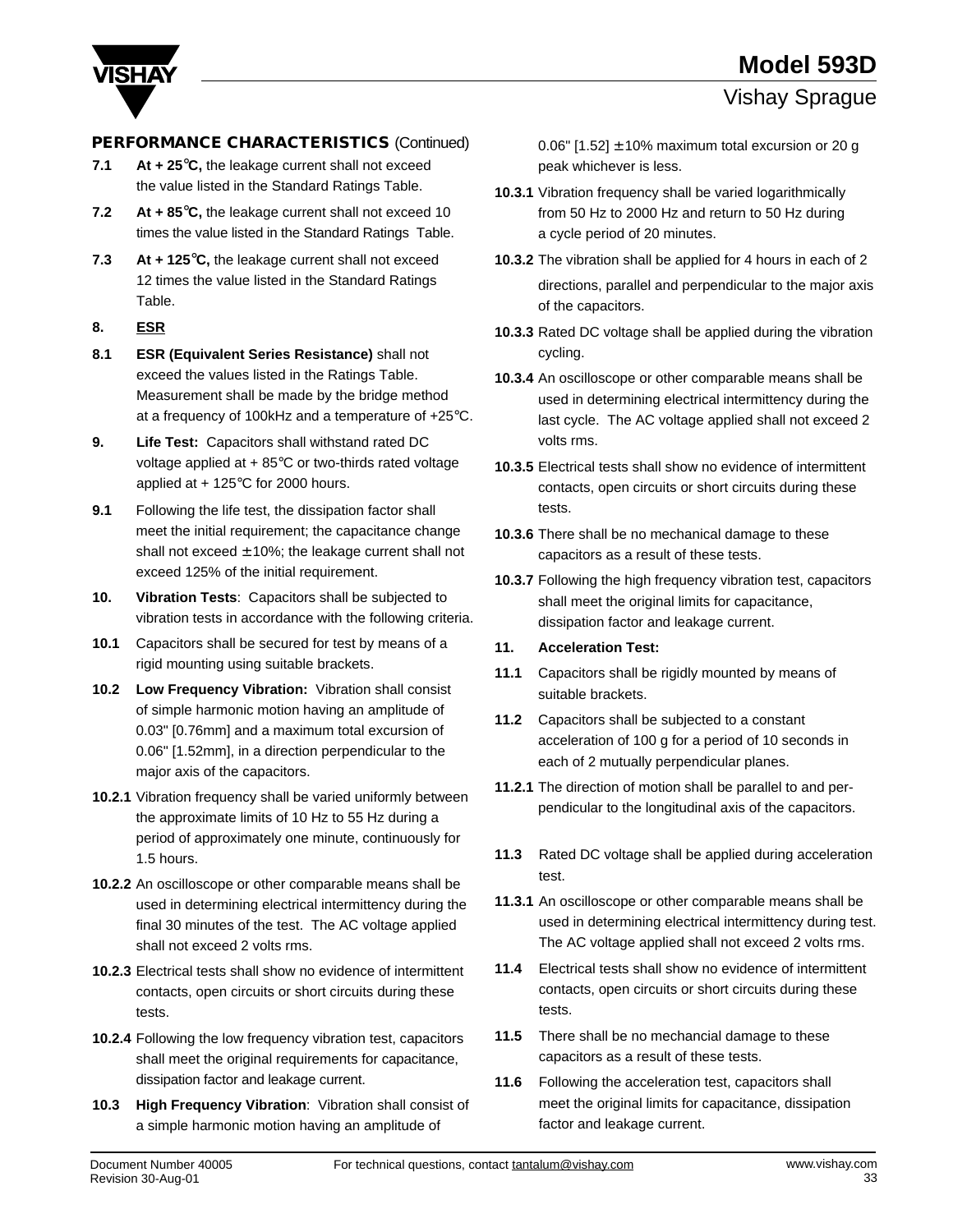**PERFORMANCE CHARACTERISTICS** (Continued)

**7.1** **At + 25°C,** the leakage current shall not exceed the value listed in the Standard Ratings Table.

**7.2** **At + 85°C,** the leakage current shall not exceed 10 times the value listed in the Standard Ratings Table.

**7.3** **At + 125°C,** the leakage current shall not exceed 12 times the value listed in the Standard Ratings Table.

**8.** **ESR**

**8.1** **ESR (Equivalent Series Resistance)** shall not exceed the values listed in the Ratings Table. Measurement shall be made by the bridge method at a frequency of 100kHz and a temperature of +25°C.

**9.** **Life Test:** Capacitors shall withstand rated DC voltage applied at + 85°C or two-thirds rated voltage applied at + 125°C for 2000 hours.

**9.1** Following the life test, the dissipation factor shall meet the initial requirement; the capacitance change shall not exceed ± 10%; the leakage current shall not exceed 125% of the initial requirement.

**10.** **Vibration Tests**: Capacitors shall be subjected to vibration tests in accordance with the following criteria.

**10.1** Capacitors shall be secured for test by means of a rigid mounting using suitable brackets.

**10.2** **Low Frequency Vibration:** Vibration shall consist of simple harmonic motion having an amplitude of 0.03" [0.76mm] and a maximum total excursion of 0.06" [1.52mm], in a direction perpendicular to the major axis of the capacitors.

**10.2.1** Vibration frequency shall be varied uniformly between the approximate limits of 10 Hz to 55 Hz during a period of approximately one minute, continuously for 1.5 hours.

**10.2.2** An oscilloscope or other comparable means shall be used in determining electrical intermittency during the final 30 minutes of the test. The AC voltage applied shall not exceed 2 volts rms.

**10.2.3** Electrical tests shall show no evidence of intermittent contacts, open circuits or short circuits during these tests.

**10.2.4** Following the low frequency vibration test, capacitors shall meet the original requirements for capacitance, dissipation factor and leakage current.

**10.3** **High Frequency Vibration**: Vibration shall consist of a simple harmonic motion having an amplitude of 0.06" [1.52] ± 10% maximum total excursion or 20 g peak whichever is less.

**10.3.1** Vibration frequency shall be varied logarithmically from 50 Hz to 2000 Hz and return to 50 Hz during a cycle period of 20 minutes.

**10.3.2** The vibration shall be applied for 4 hours in each of 2 directions, parallel and perpendicular to the major axis of the capacitors.

**10.3.3** Rated DC voltage shall be applied during the vibration cycling.

**10.3.4** An oscilloscope or other comparable means shall be used in determining electrical intermittency during the last cycle. The AC voltage applied shall not exceed 2 volts rms.

**10.3.5** Electrical tests shall show no evidence of intermittent contacts, open circuits or short circuits during these tests.

**10.3.6** There shall be no mechanical damage to these capacitors as a result of these tests.

**10.3.7** Following the high frequency vibration test, capacitors shall meet the original limits for capacitance, dissipation factor and leakage current.

**11.** **Acceleration Test:**

**11.1** Capacitors shall be rigidly mounted by means of suitable brackets.

**11.2** Capacitors shall be subjected to a constant acceleration of 100 g for a period of 10 seconds in each of 2 mutually perpendicular planes.

**11.2.1** The direction of motion shall be parallel to and perpendicular to the longitudinal axis of the capacitors.

**11.3** Rated DC voltage shall be applied during acceleration test.

**11.3.1** An oscilloscope or other comparable means shall be used in determining electrical intermittency during test. The AC voltage applied shall not exceed 2 volts rms.

**11.4** Electrical tests shall show no evidence of intermittent contacts, open circuits or short circuits during these tests.

**11.5** There shall be no mechancial damage to these capacitors as a result of these tests.

**11.6** Following the acceleration test, capacitors shall meet the original limits for capacitance, dissipation factor and leakage current.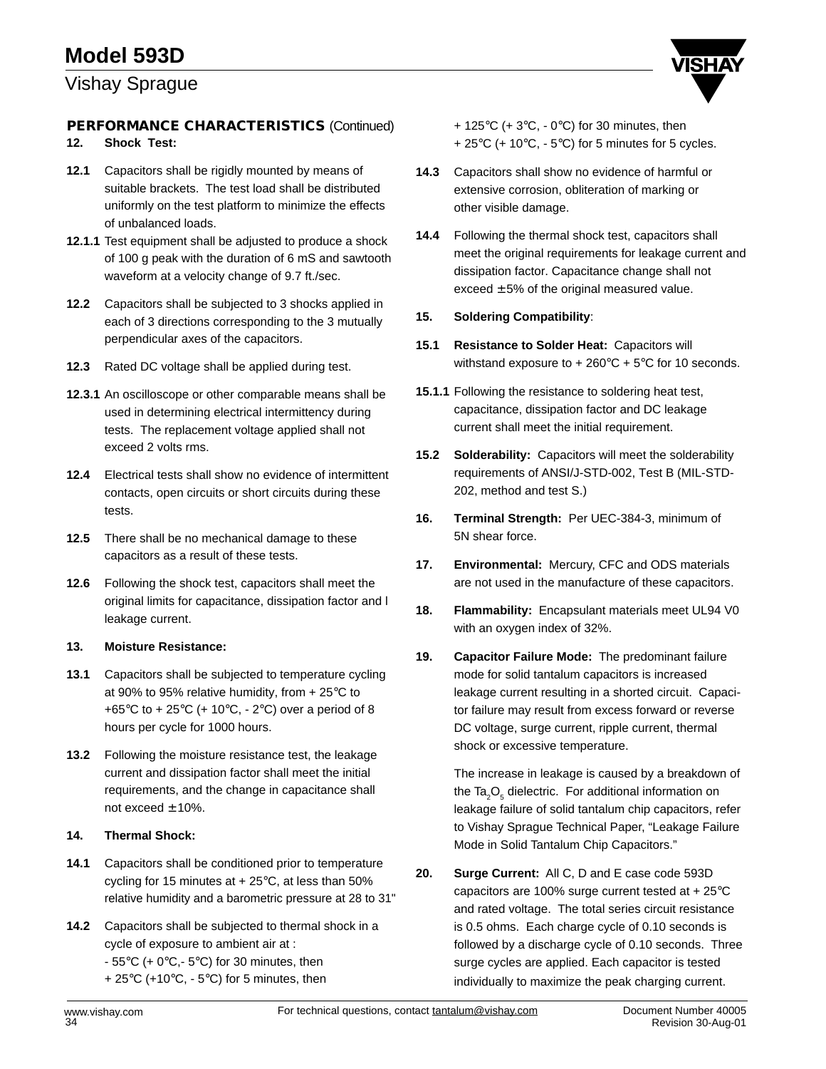## PERFORMANCE CHARACTERISTICS (Continued)

**12. Shock Test:**

**12.1** Capacitors shall be rigidly mounted by means of suitable brackets. The test load shall be distributed uniformly on the test platform to minimize the effects of unbalanced loads.

**12.1.1** Test equipment shall be adjusted to produce a shock of 100 g peak with the duration of 6 mS and sawtooth waveform at a velocity change of 9.7 ft./sec.

**12.2** Capacitors shall be subjected to 3 shocks applied in each of 3 directions corresponding to the 3 mutually perpendicular axes of the capacitors.

**12.3** Rated DC voltage shall be applied during test.

**12.3.1** An oscilloscope or other comparable means shall be used in determining electrical intermittency during tests. The replacement voltage applied shall not exceed 2 volts rms.

**12.4** Electrical tests shall show no evidence of intermittent contacts, open circuits or short circuits during these tests.

**12.5** There shall be no mechanical damage to these capacitors as a result of these tests.

**12.6** Following the shock test, capacitors shall meet the original limits for capacitance, dissipation factor and l leakage current.

**13. Moisture Resistance:**

**13.1** Capacitors shall be subjected to temperature cycling at 90% to 95% relative humidity, from + 25°C to +65°C to + 25°C (+ 10°C, - 2°C) over a period of 8 hours per cycle for 1000 hours.

**13.2** Following the moisture resistance test, the leakage current and dissipation factor shall meet the initial requirements, and the change in capacitance shall not exceed ± 10%.

**14. Thermal Shock:**

**14.1** Capacitors shall be conditioned prior to temperature cycling for 15 minutes at + 25°C, at less than 50% relative humidity and a barometric pressure at 28 to 31"

**14.2** Capacitors shall be subjected to thermal shock in a cycle of exposure to ambient air at :
- 55°C (+ 0°C,- 5°C) for 30 minutes, then
+ 25°C (+10°C, - 5°C) for 5 minutes, then
+ 125°C (+ 3°C, - 0°C) for 30 minutes, then
+ 25°C (+ 10°C, - 5°C) for 5 minutes for 5 cycles.

**14.3** Capacitors shall show no evidence of harmful or extensive corrosion, obliteration of marking or other visible damage.

**14.4** Following the thermal shock test, capacitors shall meet the original requirements for leakage current and dissipation factor. Capacitance change shall not exceed ± 5% of the original measured value.

**15. Soldering Compatibility**:

**15.1 Resistance to Solder Heat:** Capacitors will withstand exposure to + 260°C + 5°C for 10 seconds.

**15.1.1** Following the resistance to soldering heat test, capacitance, dissipation factor and DC leakage current shall meet the initial requirement.

**15.2 Solderability:** Capacitors will meet the solderability requirements of ANSI/J-STD-002, Test B (MIL-STD-202, method and test S.)

**16. Terminal Strength:** Per UEC-384-3, minimum of 5N shear force.

**17. Environmental:** Mercury, CFC and ODS materials are not used in the manufacture of these capacitors.

**18. Flammability:** Encapsulant materials meet UL94 V0 with an oxygen index of 32%.

**19. Capacitor Failure Mode:** The predominant failure mode for solid tantalum capacitors is increased leakage current resulting in a shorted circuit. Capacitor failure may result from excess forward or reverse DC voltage, surge current, ripple current, thermal shock or excessive temperature.

The increase in leakage is caused by a breakdown of the $Ta_2O_5$ dielectric. For additional information on leakage failure of solid tantalum chip capacitors, refer to Vishay Sprague Technical Paper, "Leakage Failure Mode in Solid Tantalum Chip Capacitors."

**20. Surge Current:** All C, D and E case code 593D capacitors are 100% surge current tested at + 25°C and rated voltage. The total series circuit resistance is 0.5 ohms. Each charge cycle of 0.10 seconds is followed by a discharge cycle of 0.10 seconds. Three surge cycles are applied. Each capacitor is tested individually to maximize the peak charging current.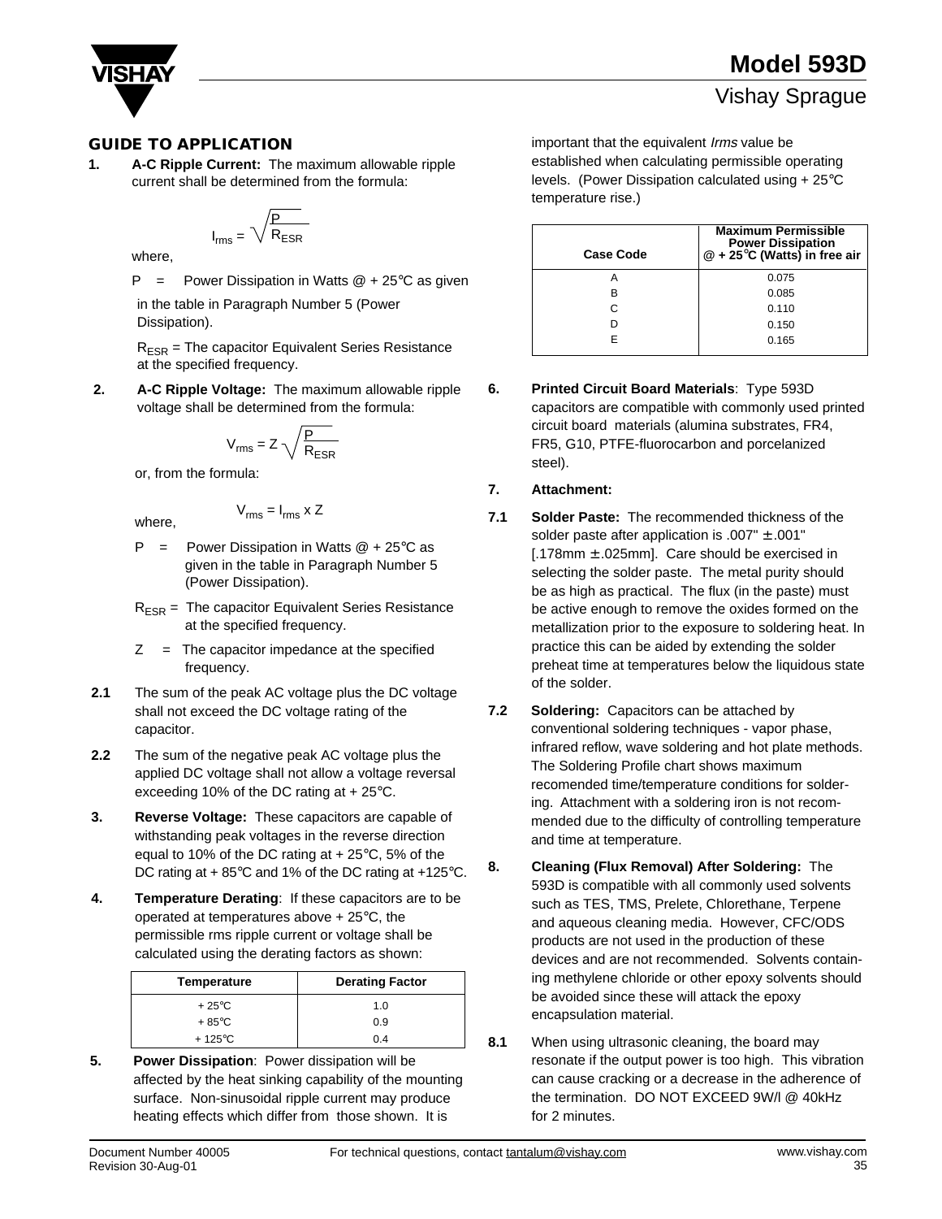## GUIDE TO APPLICATION

**1. A-C Ripple Current:** The maximum allowable ripple current shall be determined from the formula:

$$I_{rms} = \sqrt{\frac{P}{R_{ESR}}}$$

where,

P = Power Dissipation in Watts @ + 25°C as given in the table in Paragraph Number 5 (Power Dissipation).

$R_{ESR}$ = The capacitor Equivalent Series Resistance at the specified frequency.

**2. A-C Ripple Voltage:** The maximum allowable ripple voltage shall be determined from the formula:

$$V_{rms} = Z\sqrt{\frac{P}{R_{ESR}}}$$

or, from the formula:

$$V_{rms} = I_{rms} \times Z$$

where,

P = Power Dissipation in Watts @ + 25°C as given in the table in Paragraph Number 5 (Power Dissipation).

$R_{ESR}$ = The capacitor Equivalent Series Resistance at the specified frequency.

Z = The capacitor impedance at the specified frequency.

**2.1** The sum of the peak AC voltage plus the DC voltage shall not exceed the DC voltage rating of the capacitor.

**2.2** The sum of the negative peak AC voltage plus the applied DC voltage shall not allow a voltage reversal exceeding 10% of the DC rating at + 25°C.

**3. Reverse Voltage:** These capacitors are capable of withstanding peak voltages in the reverse direction equal to 10% of the DC rating at + 25°C, 5% of the DC rating at + 85°C and 1% of the DC rating at +125°C.

**4. Temperature Derating**: If these capacitors are to be operated at temperatures above + 25°C, the permissible rms ripple current or voltage shall be calculated using the derating factors as shown:

| Temperature | Derating Factor |
|---|---|
| + 25°C | 1.0 |
| + 85°C | 0.9 |
| + 125°C | 0.4 |

**5. Power Dissipation**: Power dissipation will be affected by the heat sinking capability of the mounting surface. Non-sinusoidal ripple current may produce heating effects which differ from those shown. It is important that the equivalent *Irms* value be established when calculating permissible operating levels. (Power Dissipation calculated using + 25°C temperature rise.)

| Case Code | Maximum Permissible Power Dissipation @ + 25°C (Watts) in free air |
|---|---|
| A | 0.075 |
| B | 0.085 |
| C | 0.110 |
| D | 0.150 |
| E | 0.165 |

**6. Printed Circuit Board Materials**: Type 593D capacitors are compatible with commonly used printed circuit board materials (alumina substrates, FR4, FR5, G10, PTFE-fluorocarbon and porcelanized steel).

**7. Attachment:**

**7.1 Solder Paste:** The recommended thickness of the solder paste after application is .007" ± .001" [.178mm ± .025mm]. Care should be exercised in selecting the solder paste. The metal purity should be as high as practical. The flux (in the paste) must be active enough to remove the oxides formed on the metallization prior to the exposure to soldering heat. In practice this can be aided by extending the solder preheat time at temperatures below the liquidous state of the solder.

**7.2 Soldering:** Capacitors can be attached by conventional soldering techniques - vapor phase, infrared reflow, wave soldering and hot plate methods. The Soldering Profile chart shows maximum recomended time/temperature conditions for soldering. Attachment with a soldering iron is not recommended due to the difficulty of controlling temperature and time at temperature.

**8. Cleaning (Flux Removal) After Soldering:** The 593D is compatible with all commonly used solvents such as TES, TMS, Prelete, Chlorethane, Terpene and aqueous cleaning media. However, CFC/ODS products are not used in the production of these devices and are not recommended. Solvents containing methylene chloride or other epoxy solvents should be avoided since these will attack the epoxy encapsulation material.

**8.1** When using ultrasonic cleaning, the board may resonate if the output power is too high. This vibration can cause cracking or a decrease in the adherence of the termination. DO NOT EXCEED 9W/l @ 40kHz for 2 minutes.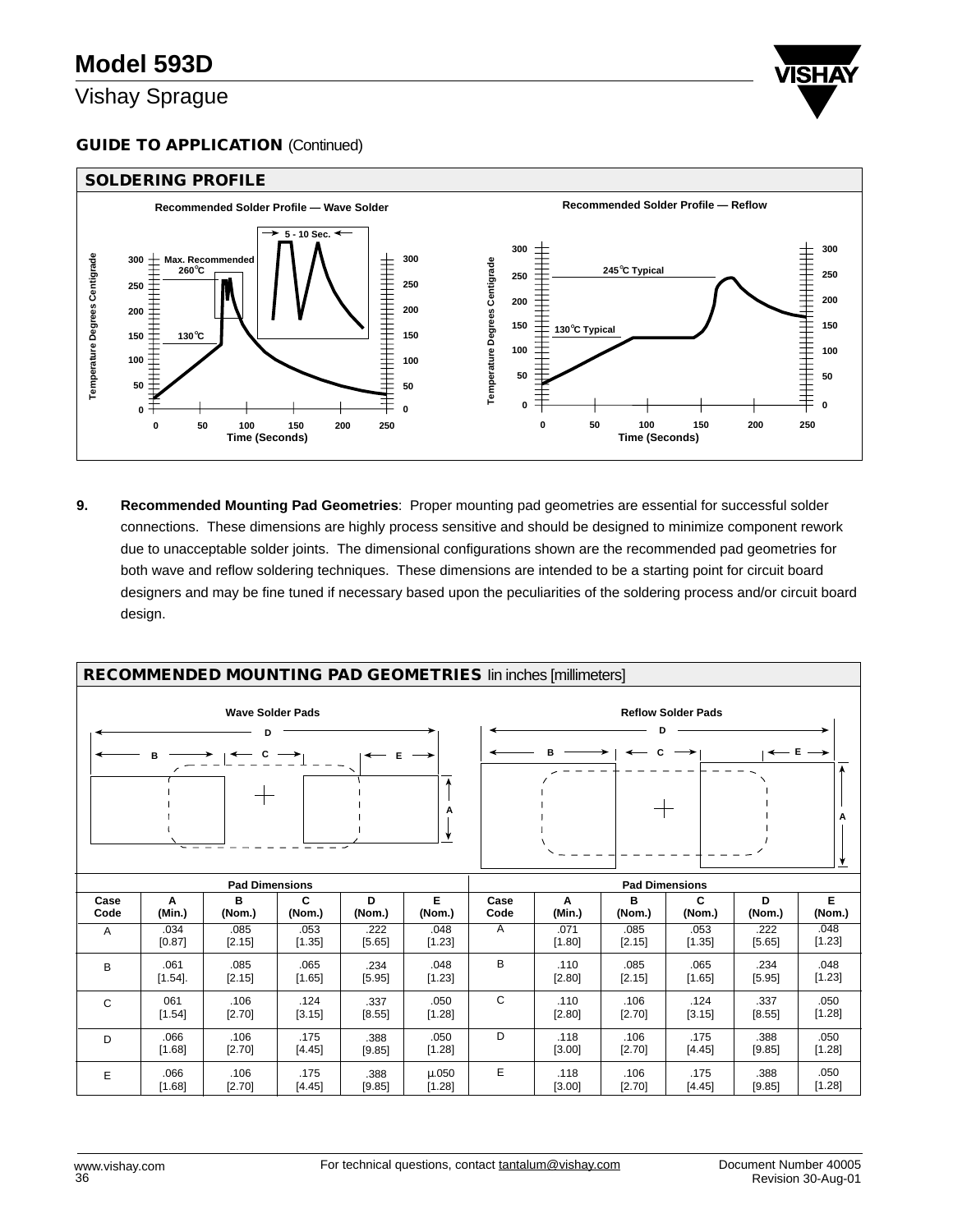## GUIDE TO APPLICATION (Continued)

### SOLDERING PROFILE

Recommended Solder Profile — Wave Solder

Recommended Solder Profile — Reflow

9. **Recommended Mounting Pad Geometries**: Proper mounting pad geometries are essential for successful solder connections. These dimensions are highly process sensitive and should be designed to minimize component rework due to unacceptable solder joints. The dimensional configurations shown are the recommended pad geometries for both wave and reflow soldering techniques. These dimensions are intended to be a starting point for circuit board designers and may be fine tuned if necessary based upon the peculiarities of the soldering process and/or circuit board design.

### RECOMMENDED MOUNTING PAD GEOMETRIES [in inches [millimeters]

Wave Solder Pads

| Case Code | A (Min.) | B (Nom.) | C (Nom.) | D (Nom.) | E (Nom.) |
|---|---|---|---|---|---|
| A | .034 [0.87] | .085 [2.15] | .053 [1.35] | .222 [5.65] | .048 [1.23] |
| B | .061 [1.54]. | .085 [2.15] | .065 [1.65] | .234 [5.95] | .048 [1.23] |
| C | 061 [1.54] | .106 [2.70] | .124 [3.15] | .337 [8.55] | .050 [1.28] |
| D | .066 [1.68] | .106 [2.70] | .175 [4.45] | .388 [9.85] | .050 [1.28] |
| E | .066 [1.68] | .106 [2.70] | .175 [4.45] | .388 [9.85] | µ.050 [1.28] |

Reflow Solder Pads

| Case Code | A (Min.) | B (Nom.) | C (Nom.) | D (Nom.) | E (Nom.) |
|---|---|---|---|---|---|
| A | .071 [1.80] | .085 [2.15] | .053 [1.35] | .222 [5.65] | .048 [1.23] |
| B | .110 [2.80] | .085 [2.15] | .065 [1.65] | .234 [5.95] | .048 [1.23] |
| C | .110 [2.80] | .106 [2.70] | .124 [3.15] | .337 [8.55] | .050 [1.28] |
| D | .118 [3.00] | .106 [2.70] | .175 [4.45] | .388 [9.85] | .050 [1.28] |
| E | .118 [3.00] | .106 [2.70] | .175 [4.45] | .388 [9.85] | .050 [1.28] |

For technical questions, contact tantalum@vishay.com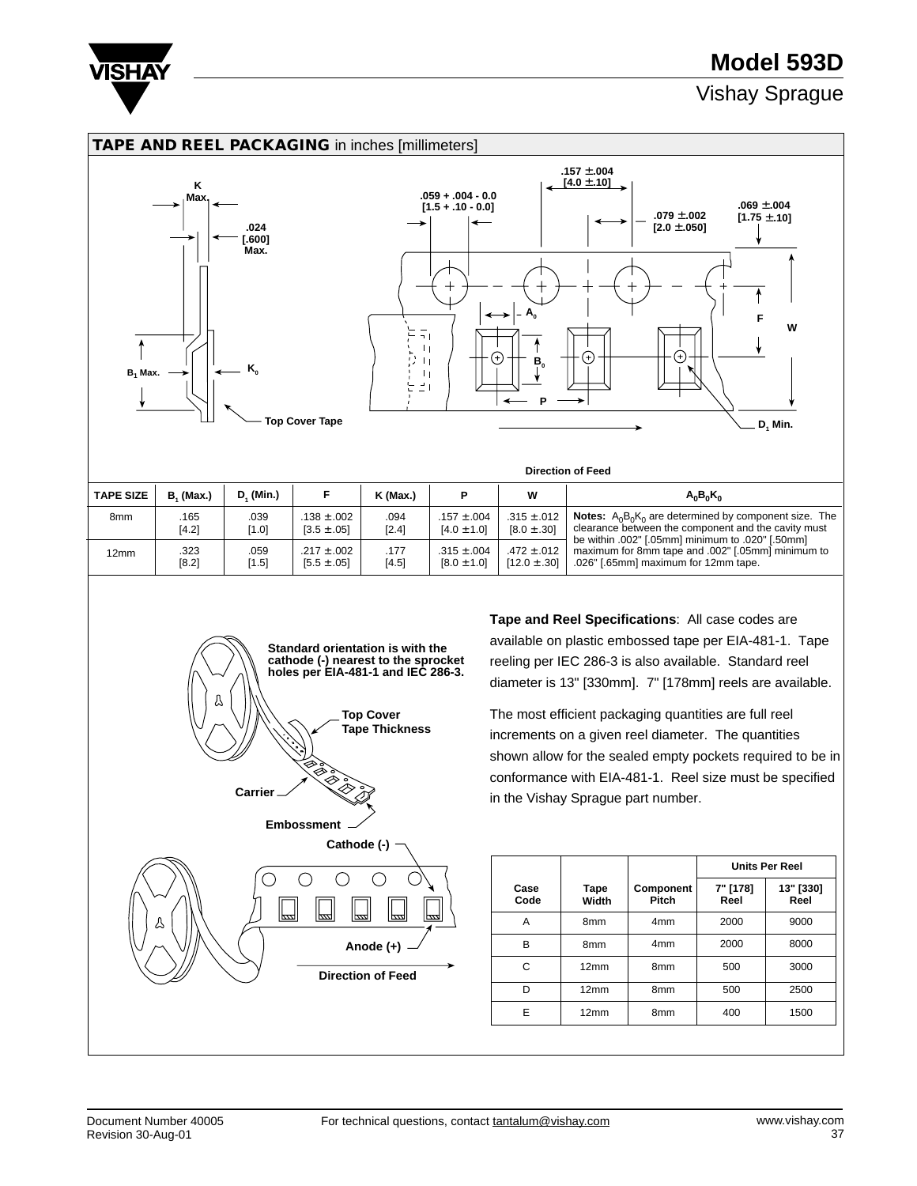# Model 593D

Vishay Sprague

## TAPE AND REEL PACKAGING in inches [millimeters]

K Max.

.024 [.600] Max.

$B_1$ Max.

$K_0$

Top Cover Tape

.157 ± .004 [4.0 ± .10]

.059 + .004 - 0.0 [1.5 + .10 - 0.0]

.079 ± .002 [2.0 ± .050]

.069 ± .004 [1.75 ± .10]

$A_0$

$B_0$

F

W

P

$D_1$ Min.

Direction of Feed

| TAPE SIZE | $B_1$ (Max.) | $D_1$ (Min.) | F | K (Max.) | P | W | $A_0B_0K_0$ |
|---|---|---|---|---|---|---|---|
| 8mm | .165 [4.2] | .039 [1.0] | .138 ± .002 [3.5 ± .05] | .094 [2.4] | .157 ± .004 [4.0 ± 1.0] | .315 ± .012 [8.0 ± .30] | **Notes:** $A_0B_0K_0$ are determined by component size. The clearance between the component and the cavity must be within .002" [.05mm] minimum to .020" [.50mm] maximum for 8mm tape and .002" [.05mm] minimum to .026" [.65mm] maximum for 12mm tape. |
| 12mm | .323 [8.2] | .059 [1.5] | .217 ± .002 [5.5 ± .05] | .177 [4.5] | .315 ± .004 [8.0 ± 1.0] | .472 ± .012 [12.0 ± .30] | |

Standard orientation is with the cathode (-) nearest to the sprocket holes per EIA-481-1 and IEC 286-3.

Top Cover Tape Thickness

Carrier

Embossment

Cathode (-)

Anode (+)

Direction of Feed

**Tape and Reel Specifications**: All case codes are available on plastic embossed tape per EIA-481-1. Tape reeling per IEC 286-3 is also available. Standard reel diameter is 13" [330mm]. 7" [178mm] reels are available.

The most efficient packaging quantities are full reel increments on a given reel diameter. The quantities shown allow for the sealed empty pockets required to be in conformance with EIA-481-1. Reel size must be specified in the Vishay Sprague part number.

| Case Code | Tape Width | Component Pitch | Units Per Reel | |
|---|---|---|---|---|
| | | | 7" [178] Reel | 13" [330] Reel |
| A | 8mm | 4mm | 2000 | 9000 |
| B | 8mm | 4mm | 2000 | 8000 |
| C | 12mm | 8mm | 500 | 3000 |
| D | 12mm | 8mm | 500 | 2500 |
| E | 12mm | 8mm | 400 | 1500 |

Document Number 40005
Revision 30-Aug-01

For technical questions, contact tantalum@vishay.com